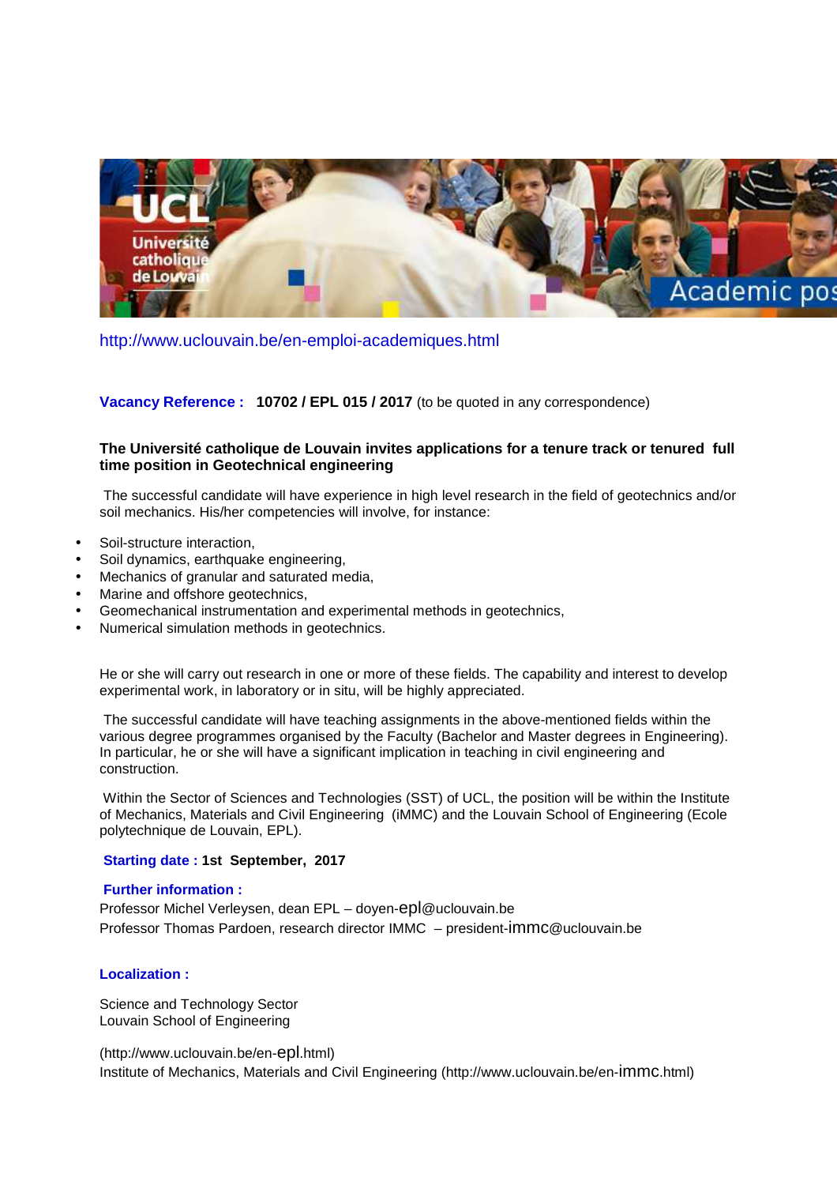http://www.uclouvain.be/en-emploi-academiques.html

**Vacancy Reference : 10702 / EPL 015 / 2017** (to be quoted in any correspondence)

**The Université catholique de Louvain invites applications for a tenure track or tenured full time position in Geotechnical engineering**

The successful candidate will have experience in high level research in the field of geotechnics and/or soil mechanics. His/her competencies will involve, for instance:

- Soil-structure interaction,
- Soil dynamics, earthquake engineering,
- Mechanics of granular and saturated media,
- Marine and offshore geotechnics,
- Geomechanical instrumentation and experimental methods in geotechnics,
- Numerical simulation methods in geotechnics.

He or she will carry out research in one or more of these fields. The capability and interest to develop experimental work, in laboratory or in situ, will be highly appreciated.

The successful candidate will have teaching assignments in the above-mentioned fields within the various degree programmes organised by the Faculty (Bachelor and Master degrees in Engineering). In particular, he or she will have a significant implication in teaching in civil engineering and construction.

Within the Sector of Sciences and Technologies (SST) of UCL, the position will be within the Institute of Mechanics, Materials and Civil Engineering (iMMC) and the Louvain School of Engineering (Ecole polytechnique de Louvain, EPL).

**Starting date : 1st September, 2017**

**Further information :**

Professor Michel Verleysen, dean EPL – doyen-epl@uclouvain.be
Professor Thomas Pardoen, research director IMMC – president-immc@uclouvain.be

**Localization :**

Science and Technology Sector
Louvain School of Engineering

(http://www.uclouvain.be/en-epl.html)
Institute of Mechanics, Materials and Civil Engineering (http://www.uclouvain.be/en-immc.html)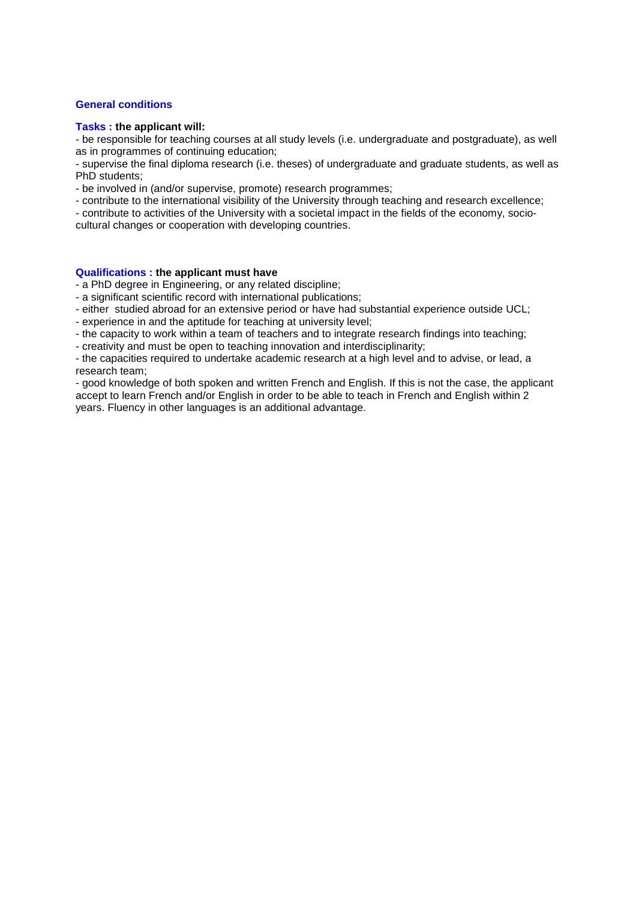## General conditions

**Tasks : the applicant will:**

- be responsible for teaching courses at all study levels (i.e. undergraduate and postgraduate), as well as in programmes of continuing education;
- supervise the final diploma research (i.e. theses) of undergraduate and graduate students, as well as PhD students;
- be involved in (and/or supervise, promote) research programmes;
- contribute to the international visibility of the University through teaching and research excellence;
- contribute to activities of the University with a societal impact in the fields of the economy, socio-cultural changes or cooperation with developing countries.

**Qualifications : the applicant must have**

- a PhD degree in Engineering, or any related discipline;
- a significant scientific record with international publications;
- either studied abroad for an extensive period or have had substantial experience outside UCL;
- experience in and the aptitude for teaching at university level;
- the capacity to work within a team of teachers and to integrate research findings into teaching;
- creativity and must be open to teaching innovation and interdisciplinarity;
- the capacities required to undertake academic research at a high level and to advise, or lead, a research team;
- good knowledge of both spoken and written French and English. If this is not the case, the applicant accept to learn French and/or English in order to be able to teach in French and English within 2 years. Fluency in other languages is an additional advantage.